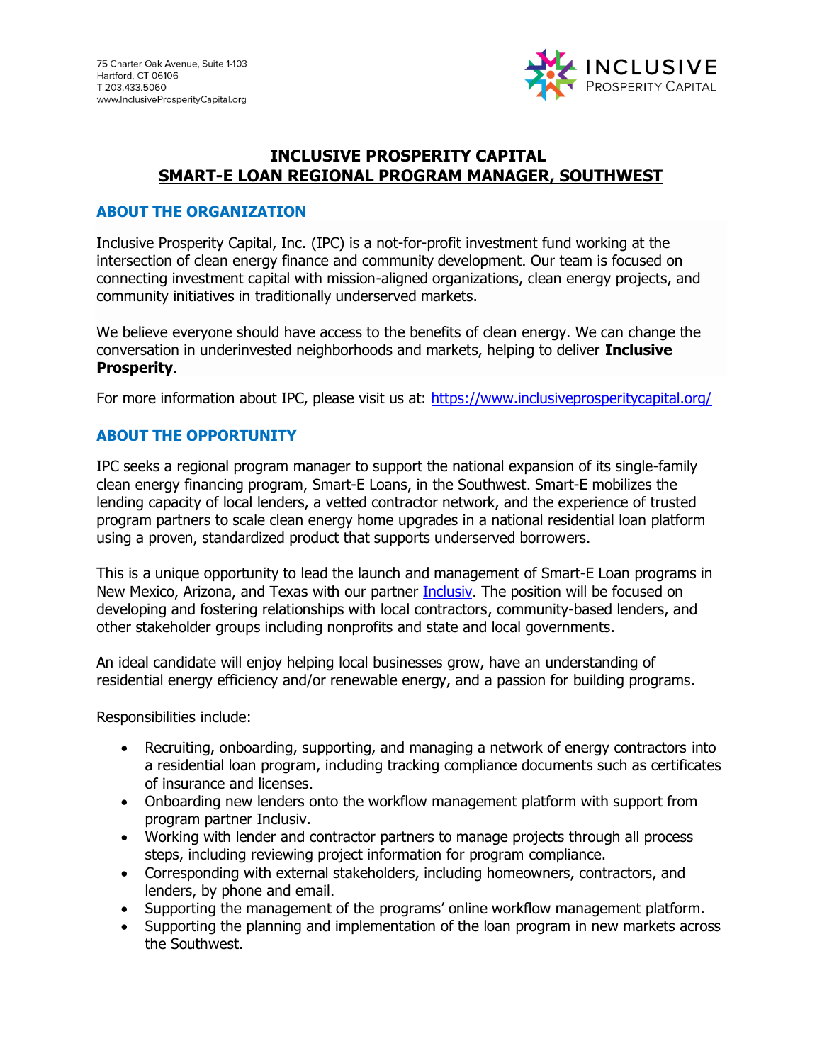75 Charter Oak Avenue, Suite 1-103
Hartford, CT 06106
T 203.433.5060
www.InclusiveProsperityCapital.org

INCLUSIVE PROSPERITY CAPITAL

# INCLUSIVE PROSPERITY CAPITAL
# SMART-E LOAN REGIONAL PROGRAM MANAGER, SOUTHWEST

## ABOUT THE ORGANIZATION

Inclusive Prosperity Capital, Inc. (IPC) is a not-for-profit investment fund working at the intersection of clean energy finance and community development. Our team is focused on connecting investment capital with mission-aligned organizations, clean energy projects, and community initiatives in traditionally underserved markets.

We believe everyone should have access to the benefits of clean energy. We can change the conversation in underinvested neighborhoods and markets, helping to deliver **Inclusive Prosperity**.

For more information about IPC, please visit us at: [https://www.inclusiveprosperitycapital.org/](https://www.inclusiveprosperitycapital.org/)

## ABOUT THE OPPORTUNITY

IPC seeks a regional program manager to support the national expansion of its single-family clean energy financing program, Smart-E Loans, in the Southwest. Smart-E mobilizes the lending capacity of local lenders, a vetted contractor network, and the experience of trusted program partners to scale clean energy home upgrades in a national residential loan platform using a proven, standardized product that supports underserved borrowers.

This is a unique opportunity to lead the launch and management of Smart-E Loan programs in New Mexico, Arizona, and Texas with our partner Inclusiv. The position will be focused on developing and fostering relationships with local contractors, community-based lenders, and other stakeholder groups including nonprofits and state and local governments.

An ideal candidate will enjoy helping local businesses grow, have an understanding of residential energy efficiency and/or renewable energy, and a passion for building programs.

Responsibilities include:

- Recruiting, onboarding, supporting, and managing a network of energy contractors into a residential loan program, including tracking compliance documents such as certificates of insurance and licenses.
- Onboarding new lenders onto the workflow management platform with support from program partner Inclusiv.
- Working with lender and contractor partners to manage projects through all process steps, including reviewing project information for program compliance.
- Corresponding with external stakeholders, including homeowners, contractors, and lenders, by phone and email.
- Supporting the management of the programs' online workflow management platform.
- Supporting the planning and implementation of the loan program in new markets across the Southwest.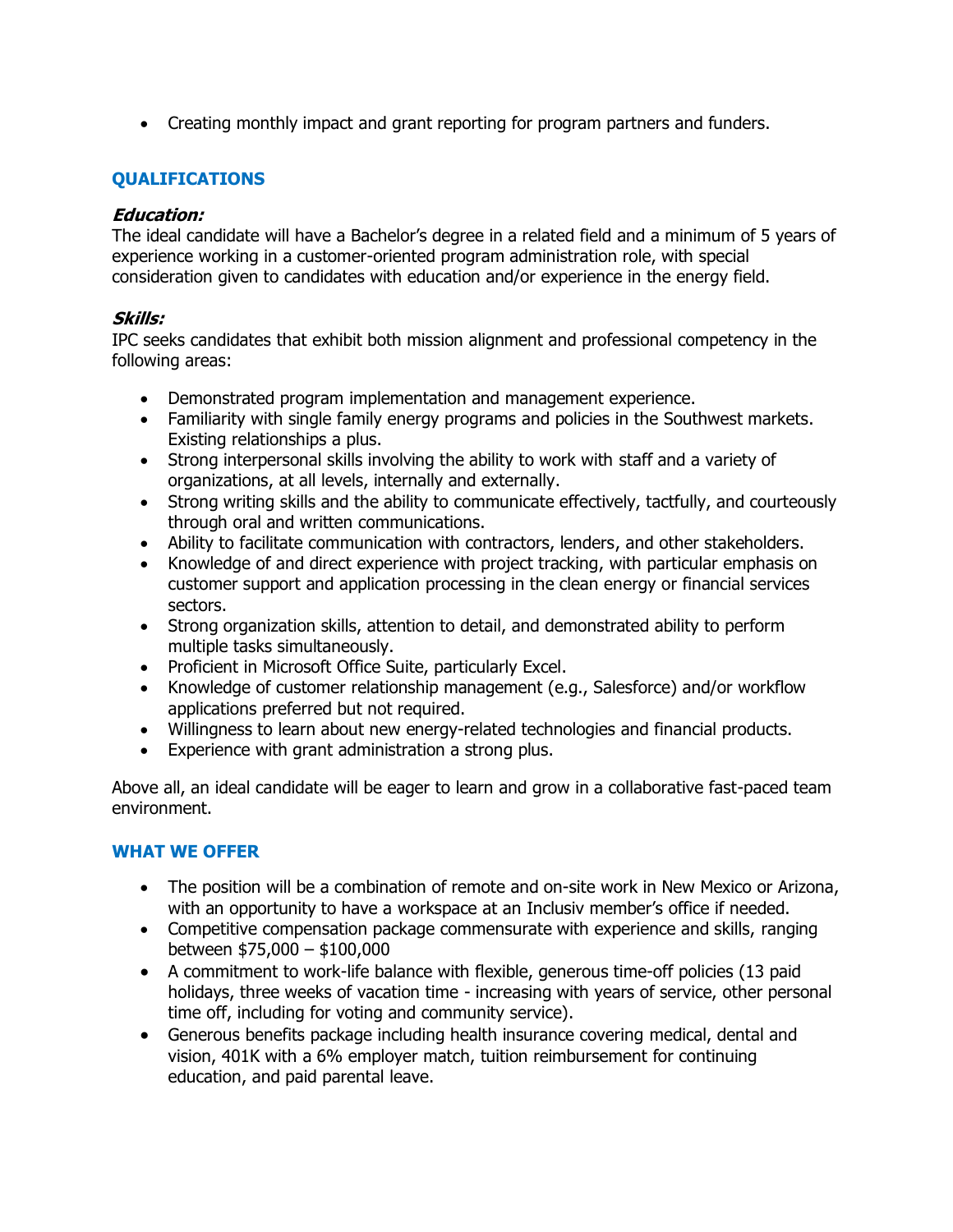- Creating monthly impact and grant reporting for program partners and funders.

## QUALIFICATIONS

### *Education:*

The ideal candidate will have a Bachelor's degree in a related field and a minimum of 5 years of experience working in a customer-oriented program administration role, with special consideration given to candidates with education and/or experience in the energy field.

### *Skills:*

IPC seeks candidates that exhibit both mission alignment and professional competency in the following areas:

- Demonstrated program implementation and management experience.
- Familiarity with single family energy programs and policies in the Southwest markets. Existing relationships a plus.
- Strong interpersonal skills involving the ability to work with staff and a variety of organizations, at all levels, internally and externally.
- Strong writing skills and the ability to communicate effectively, tactfully, and courteously through oral and written communications.
- Ability to facilitate communication with contractors, lenders, and other stakeholders.
- Knowledge of and direct experience with project tracking, with particular emphasis on customer support and application processing in the clean energy or financial services sectors.
- Strong organization skills, attention to detail, and demonstrated ability to perform multiple tasks simultaneously.
- Proficient in Microsoft Office Suite, particularly Excel.
- Knowledge of customer relationship management (e.g., Salesforce) and/or workflow applications preferred but not required.
- Willingness to learn about new energy-related technologies and financial products.
- Experience with grant administration a strong plus.

Above all, an ideal candidate will be eager to learn and grow in a collaborative fast-paced team environment.

## WHAT WE OFFER

- The position will be a combination of remote and on-site work in New Mexico or Arizona, with an opportunity to have a workspace at an Inclusiv member's office if needed.
- Competitive compensation package commensurate with experience and skills, ranging between $75,000 – $100,000
- A commitment to work-life balance with flexible, generous time-off policies (13 paid holidays, three weeks of vacation time - increasing with years of service, other personal time off, including for voting and community service).
- Generous benefits package including health insurance covering medical, dental and vision, 401K with a 6% employer match, tuition reimbursement for continuing education, and paid parental leave.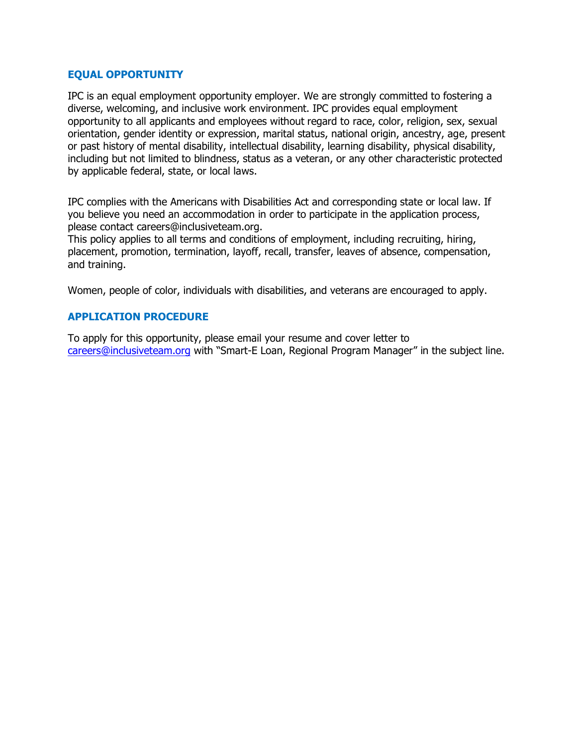## EQUAL OPPORTUNITY

IPC is an equal employment opportunity employer. We are strongly committed to fostering a diverse, welcoming, and inclusive work environment. IPC provides equal employment opportunity to all applicants and employees without regard to race, color, religion, sex, sexual orientation, gender identity or expression, marital status, national origin, ancestry, age, present or past history of mental disability, intellectual disability, learning disability, physical disability, including but not limited to blindness, status as a veteran, or any other characteristic protected by applicable federal, state, or local laws.

IPC complies with the Americans with Disabilities Act and corresponding state or local law. If you believe you need an accommodation in order to participate in the application process, please contact careers@inclusiveteam.org.
This policy applies to all terms and conditions of employment, including recruiting, hiring, placement, promotion, termination, layoff, recall, transfer, leaves of absence, compensation, and training.

Women, people of color, individuals with disabilities, and veterans are encouraged to apply.

## APPLICATION PROCEDURE

To apply for this opportunity, please email your resume and cover letter to careers@inclusiveteam.org with "Smart-E Loan, Regional Program Manager" in the subject line.